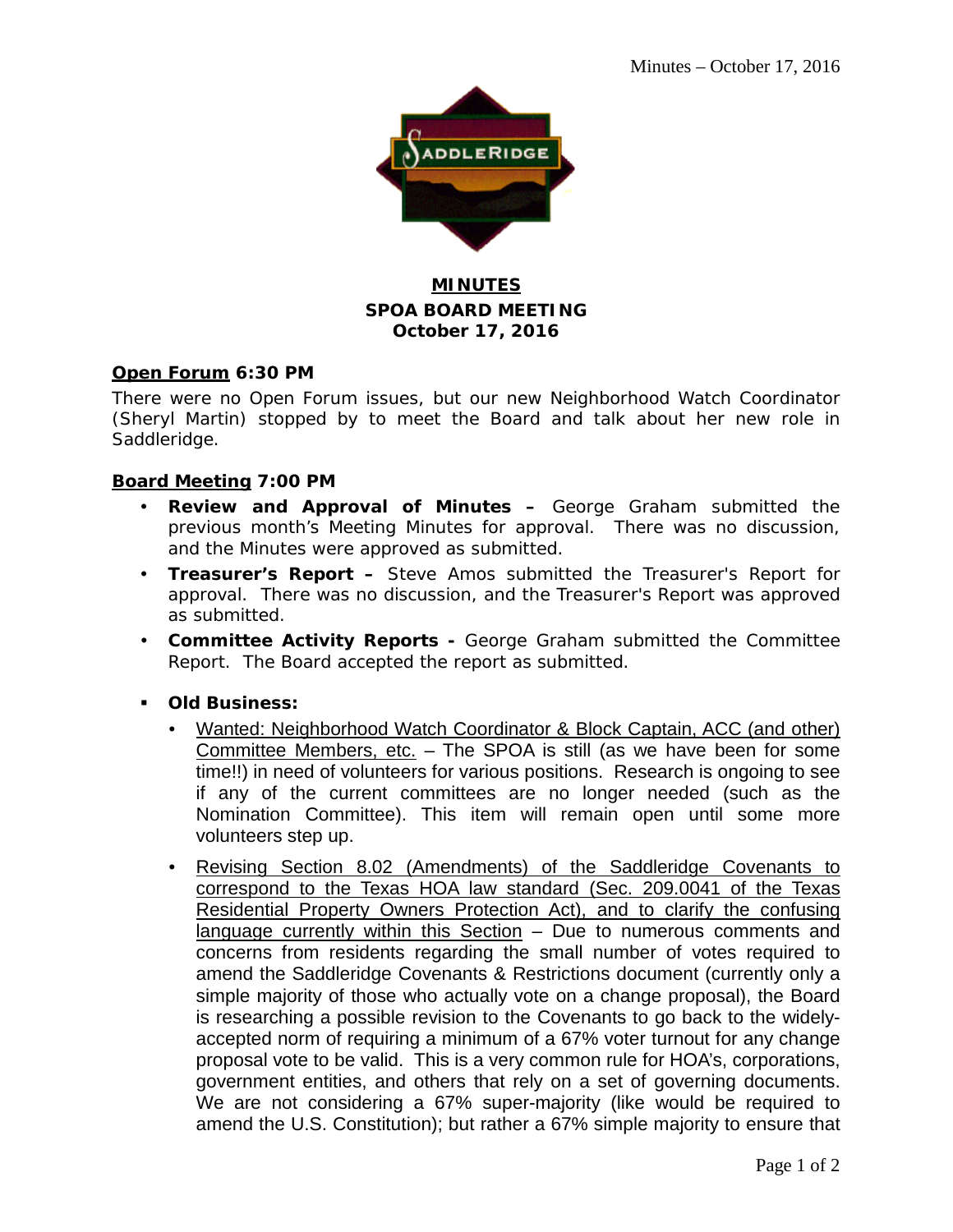# MINUTES

## SPOA BOARD MEETING

## October 17, 2016

**Open Forum 6:30 PM**

There were no Open Forum issues, but our new Neighborhood Watch Coordinator (Sheryl Martin) stopped by to meet the Board and talk about her new role in Saddleridge.

**Board Meeting 7:00 PM**

- **Review and Approval of Minutes –** George Graham submitted the previous month's Meeting Minutes for approval. There was no discussion, and the Minutes were approved as submitted.
- **Treasurer's Report –** Steve Amos submitted the Treasurer's Report for approval. There was no discussion, and the Treasurer's Report was approved as submitted.
- **Committee Activity Reports -** George Graham submitted the Committee Report. The Board accepted the report as submitted.

- **Old Business:**
  - Wanted: Neighborhood Watch Coordinator & Block Captain, ACC (and other) Committee Members, etc. – The SPOA is still (as we have been for some time!!) in need of volunteers for various positions. Research is ongoing to see if any of the current committees are no longer needed (such as the Nomination Committee). This item will remain open until some more volunteers step up.
  - Revising Section 8.02 (Amendments) of the Saddleridge Covenants to correspond to the Texas HOA law standard (Sec. 209.0041 of the Texas Residential Property Owners Protection Act), and to clarify the confusing language currently within this Section – Due to numerous comments and concerns from residents regarding the small number of votes required to amend the Saddleridge Covenants & Restrictions document (currently only a simple majority of those who actually vote on a change proposal), the Board is researching a possible revision to the Covenants to go back to the widely-accepted norm of requiring a minimum of a 67% voter turnout for any change proposal vote to be valid. This is a very common rule for HOA's, corporations, government entities, and others that rely on a set of governing documents. We are not considering a 67% super-majority (like would be required to amend the U.S. Constitution); but rather a 67% simple majority to ensure that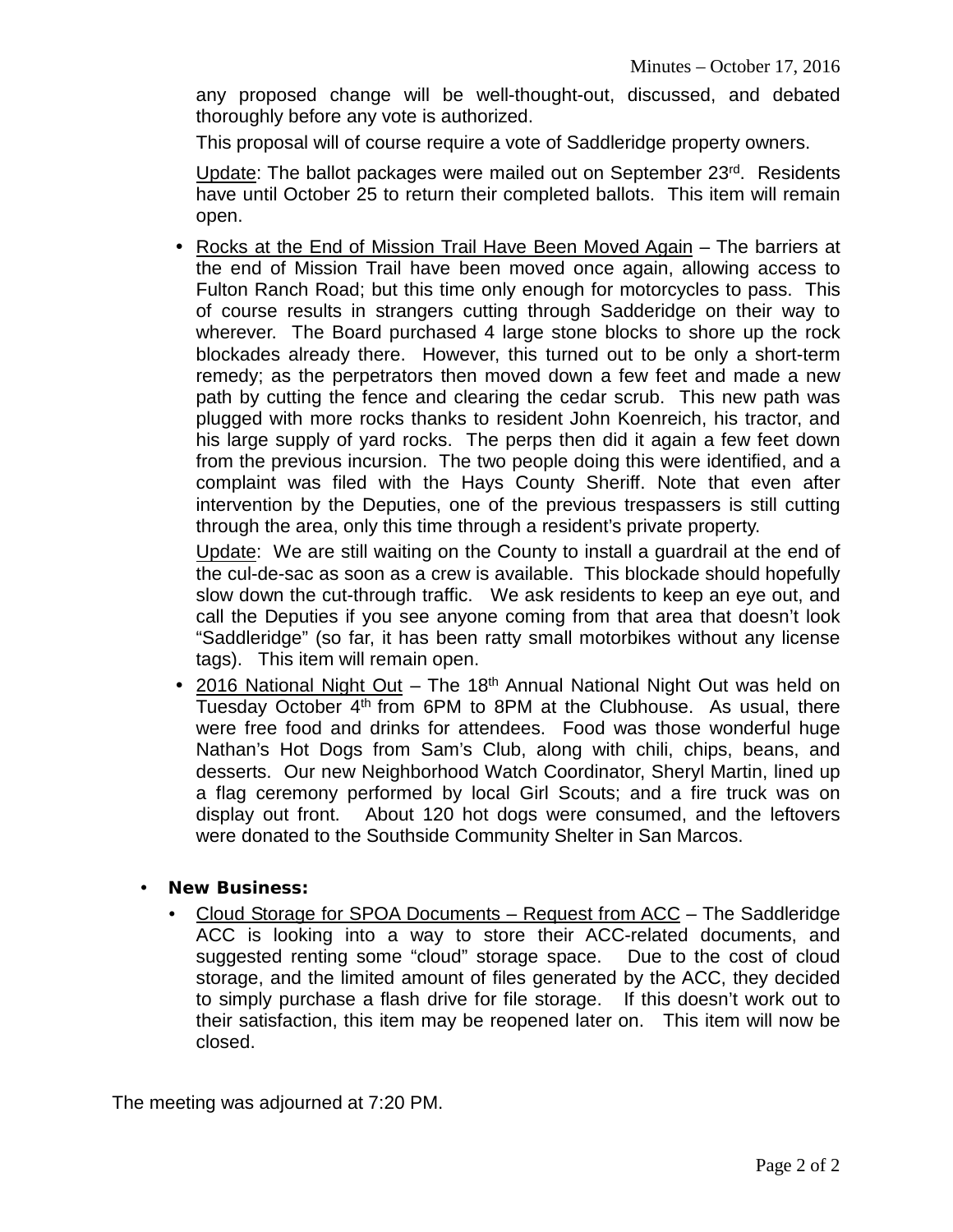any proposed change will be well-thought-out, discussed, and debated thoroughly before any vote is authorized.

This proposal will of course require a vote of Saddleridge property owners.

Update: The ballot packages were mailed out on September 23rd. Residents have until October 25 to return their completed ballots. This item will remain open.

- Rocks at the End of Mission Trail Have Been Moved Again – The barriers at the end of Mission Trail have been moved once again, allowing access to Fulton Ranch Road; but this time only enough for motorcycles to pass. This of course results in strangers cutting through Sadderidge on their way to wherever. The Board purchased 4 large stone blocks to shore up the rock blockades already there. However, this turned out to be only a short-term remedy; as the perpetrators then moved down a few feet and made a new path by cutting the fence and clearing the cedar scrub. This new path was plugged with more rocks thanks to resident John Koenreich, his tractor, and his large supply of yard rocks. The perps then did it again a few feet down from the previous incursion. The two people doing this were identified, and a complaint was filed with the Hays County Sheriff. Note that even after intervention by the Deputies, one of the previous trespassers is still cutting through the area, only this time through a resident's private property.

  Update: We are still waiting on the County to install a guardrail at the end of the cul-de-sac as soon as a crew is available. This blockade should hopefully slow down the cut-through traffic. We ask residents to keep an eye out, and call the Deputies if you see anyone coming from that area that doesn't look "Saddleridge" (so far, it has been ratty small motorbikes without any license tags). This item will remain open.

- 2016 National Night Out – The 18th Annual National Night Out was held on Tuesday October 4th from 6PM to 8PM at the Clubhouse. As usual, there were free food and drinks for attendees. Food was those wonderful huge Nathan's Hot Dogs from Sam's Club, along with chili, chips, beans, and desserts. Our new Neighborhood Watch Coordinator, Sheryl Martin, lined up a flag ceremony performed by local Girl Scouts; and a fire truck was on display out front. About 120 hot dogs were consumed, and the leftovers were donated to the Southside Community Shelter in San Marcos.

- **New Business:**
  - Cloud Storage for SPOA Documents – Request from ACC – The Saddleridge ACC is looking into a way to store their ACC-related documents, and suggested renting some "cloud" storage space. Due to the cost of cloud storage, and the limited amount of files generated by the ACC, they decided to simply purchase a flash drive for file storage. If this doesn't work out to their satisfaction, this item may be reopened later on. This item will now be closed.

The meeting was adjourned at 7:20 PM.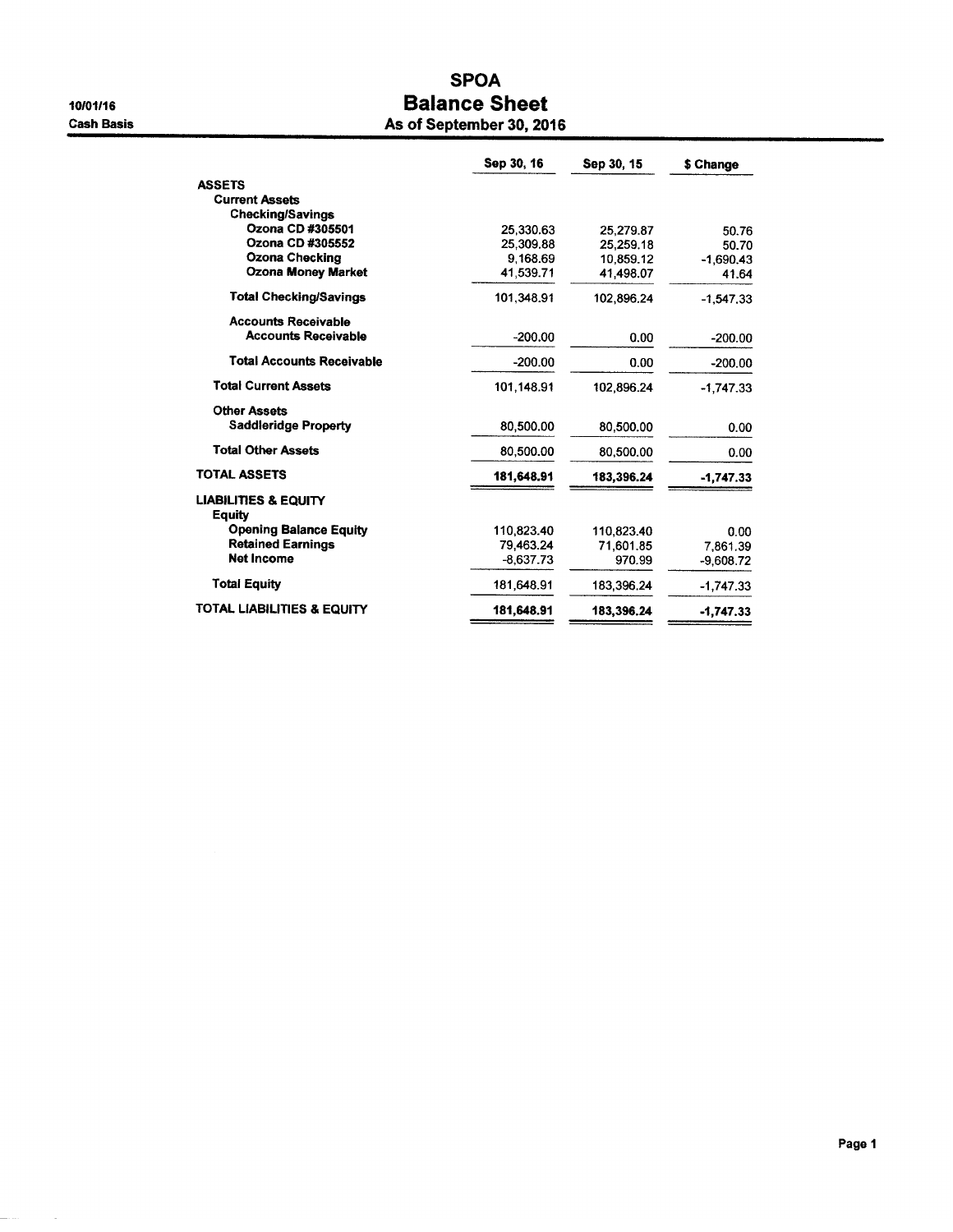10/01/16

Cash Basis

# SPOA
## Balance Sheet
### As of September 30, 2016

| | Sep 30, 16 | Sep 30, 15 | $ Change |
|---|---|---|---|
| **ASSETS** | | | |
| **Current Assets** | | | |
| **Checking/Savings** | | | |
| **Ozona CD #305501** | 25,330.63 | 25,279.87 | 50.76 |
| **Ozona CD #305552** | 25,309.88 | 25,259.18 | 50.70 |
| **Ozona Checking** | 9,168.69 | 10,859.12 | -1,690.43 |
| **Ozona Money Market** | 41,539.71 | 41,498.07 | 41.64 |
| **Total Checking/Savings** | 101,348.91 | 102,896.24 | -1,547.33 |
| **Accounts Receivable** | | | |
| **Accounts Receivable** | -200.00 | 0.00 | -200.00 |
| **Total Accounts Receivable** | -200.00 | 0.00 | -200.00 |
| **Total Current Assets** | 101,148.91 | 102,896.24 | -1,747.33 |
| **Other Assets** | | | |
| **Saddleridge Property** | 80,500.00 | 80,500.00 | 0.00 |
| **Total Other Assets** | 80,500.00 | 80,500.00 | 0.00 |
| **TOTAL ASSETS** | **181,648.91** | **183,396.24** | **-1,747.33** |
| **LIABILITIES & EQUITY** | | | |
| **Equity** | | | |
| **Opening Balance Equity** | 110,823.40 | 110,823.40 | 0.00 |
| **Retained Earnings** | 79,463.24 | 71,601.85 | 7,861.39 |
| **Net Income** | -8,637.73 | 970.99 | -9,608.72 |
| **Total Equity** | 181,648.91 | 183,396.24 | -1,747.33 |
| **TOTAL LIABILITIES & EQUITY** | **181,648.91** | **183,396.24** | **-1,747.33** |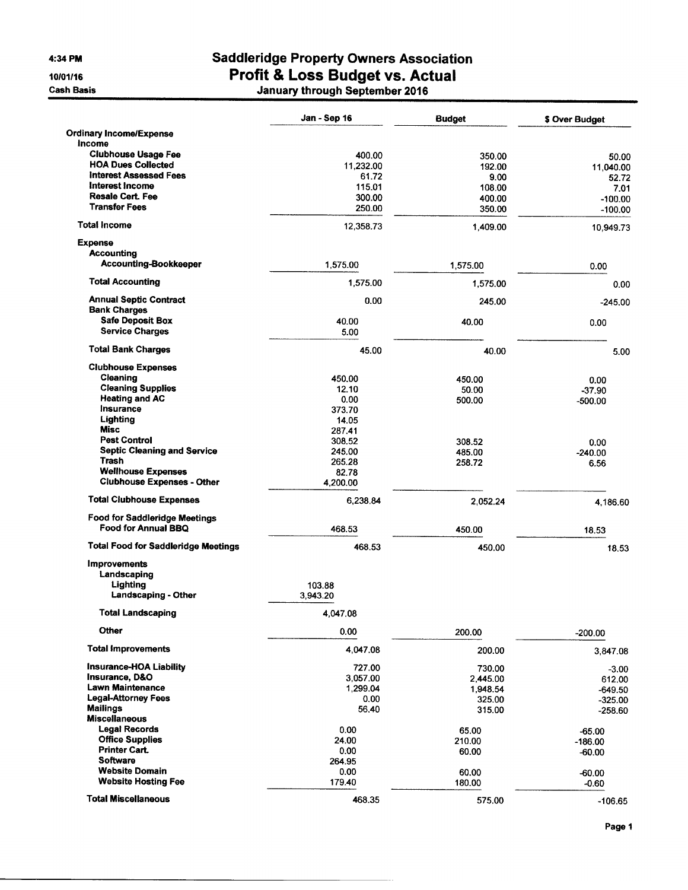# Saddleridge Property Owners Association
## Profit & Loss Budget vs. Actual
### January through September 2016

4:34 PM
10/01/16
Cash Basis

| | Jan - Sep 16 | Budget | $ Over Budget |
|---|---|---|---|
| **Ordinary Income/Expense** | | | |
| **Income** | | | |
| **Clubhouse Usage Fee** | 400.00 | 350.00 | 50.00 |
| **HOA Dues Collected** | 11,232.00 | 192.00 | 11,040.00 |
| **Interest Assessed Fees** | 61.72 | 9.00 | 52.72 |
| **Interest Income** | 115.01 | 108.00 | 7.01 |
| **Resale Cert. Fee** | 300.00 | 400.00 | -100.00 |
| **Transfer Fees** | 250.00 | 350.00 | -100.00 |
| **Total Income** | 12,358.73 | 1,409.00 | 10,949.73 |
| **Expense** | | | |
| **Accounting** | | | |
| **Accounting-Bookkeeper** | 1,575.00 | 1,575.00 | 0.00 |
| **Total Accounting** | 1,575.00 | 1,575.00 | 0.00 |
| **Annual Septic Contract** | 0.00 | 245.00 | -245.00 |
| **Bank Charges** | | | |
| **Safe Deposit Box** | 40.00 | 40.00 | 0.00 |
| **Service Charges** | 5.00 | | |
| **Total Bank Charges** | 45.00 | 40.00 | 5.00 |
| **Clubhouse Expenses** | | | |
| **Cleaning** | 450.00 | 450.00 | 0.00 |
| **Cleaning Supplies** | 12.10 | 50.00 | -37.90 |
| **Heating and AC** | 0.00 | 500.00 | -500.00 |
| **Insurance** | 373.70 | | |
| **Lighting** | 14.05 | | |
| **Misc** | 287.41 | | |
| **Pest Control** | 308.52 | 308.52 | 0.00 |
| **Septic Cleaning and Service** | 245.00 | 485.00 | -240.00 |
| **Trash** | 265.28 | 258.72 | 6.56 |
| **Wellhouse Expenses** | 82.78 | | |
| **Clubhouse Expenses - Other** | 4,200.00 | | |
| **Total Clubhouse Expenses** | 6,238.84 | 2,052.24 | 4,186.60 |
| **Food for Saddleridge Meetings** | | | |
| **Food for Annual BBQ** | 468.53 | 450.00 | 18.53 |
| **Total Food for Saddleridge Meetings** | 468.53 | 450.00 | 18.53 |
| **Improvements** | | | |
| **Landscaping** | | | |
| **Lighting** | 103.88 | | |
| **Landscaping - Other** | 3,943.20 | | |
| **Total Landscaping** | 4,047.08 | | |
| **Other** | 0.00 | 200.00 | -200.00 |
| **Total Improvements** | 4,047.08 | 200.00 | 3,847.08 |
| **Insurance-HOA Liability** | 727.00 | 730.00 | -3.00 |
| **Insurance, D&O** | 3,057.00 | 2,445.00 | 612.00 |
| **Lawn Maintenance** | 1,299.04 | 1,948.54 | -649.50 |
| **Legal-Attorney Fees** | 0.00 | 325.00 | -325.00 |
| **Mailings** | 56.40 | 315.00 | -258.60 |
| **Miscellaneous** | | | |
| **Legal Records** | 0.00 | 65.00 | -65.00 |
| **Office Supplies** | 24.00 | 210.00 | -186.00 |
| **Printer Cart.** | 0.00 | 60.00 | -60.00 |
| **Software** | 264.95 | | |
| **Website Domain** | 0.00 | 60.00 | -60.00 |
| **Website Hosting Fee** | 179.40 | 180.00 | -0.60 |
| **Total Miscellaneous** | 468.35 | 575.00 | -106.65 |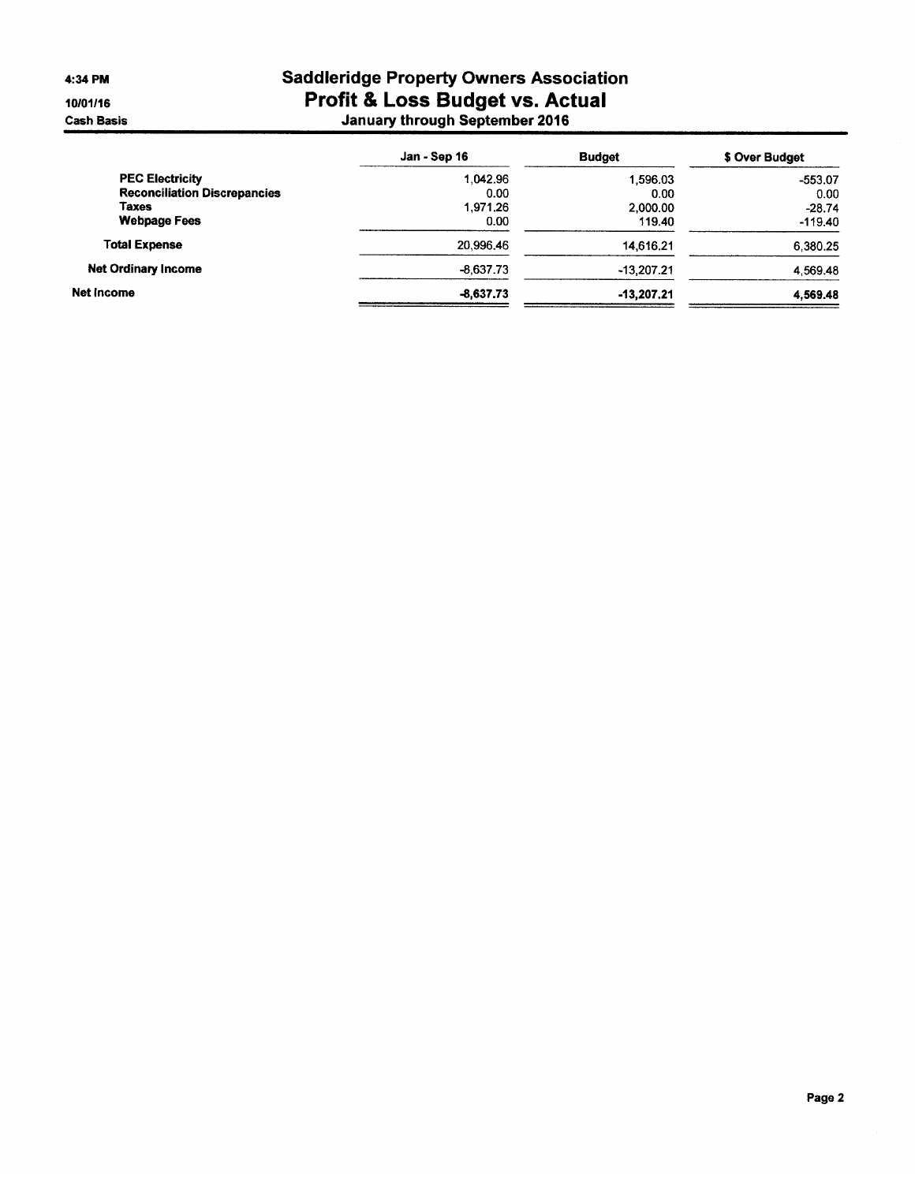# Saddleridge Property Owners Association

## Profit & Loss Budget vs. Actual

### January through September 2016

4:34 PM

10/01/16

Cash Basis

| | Jan - Sep 16 | Budget | $ Over Budget |
|---|---|---|---|
| **PEC Electricity** | 1,042.96 | 1,596.03 | -553.07 |
| **Reconciliation Discrepancies** | 0.00 | 0.00 | 0.00 |
| **Taxes** | 1,971.26 | 2,000.00 | -28.74 |
| **Webpage Fees** | 0.00 | 119.40 | -119.40 |
| **Total Expense** | 20,996.46 | 14,616.21 | 6,380.25 |
| **Net Ordinary Income** | -8,637.73 | -13,207.21 | 4,569.48 |
| **Net Income** | **-8,637.73** | **-13,207.21** | **4,569.48** |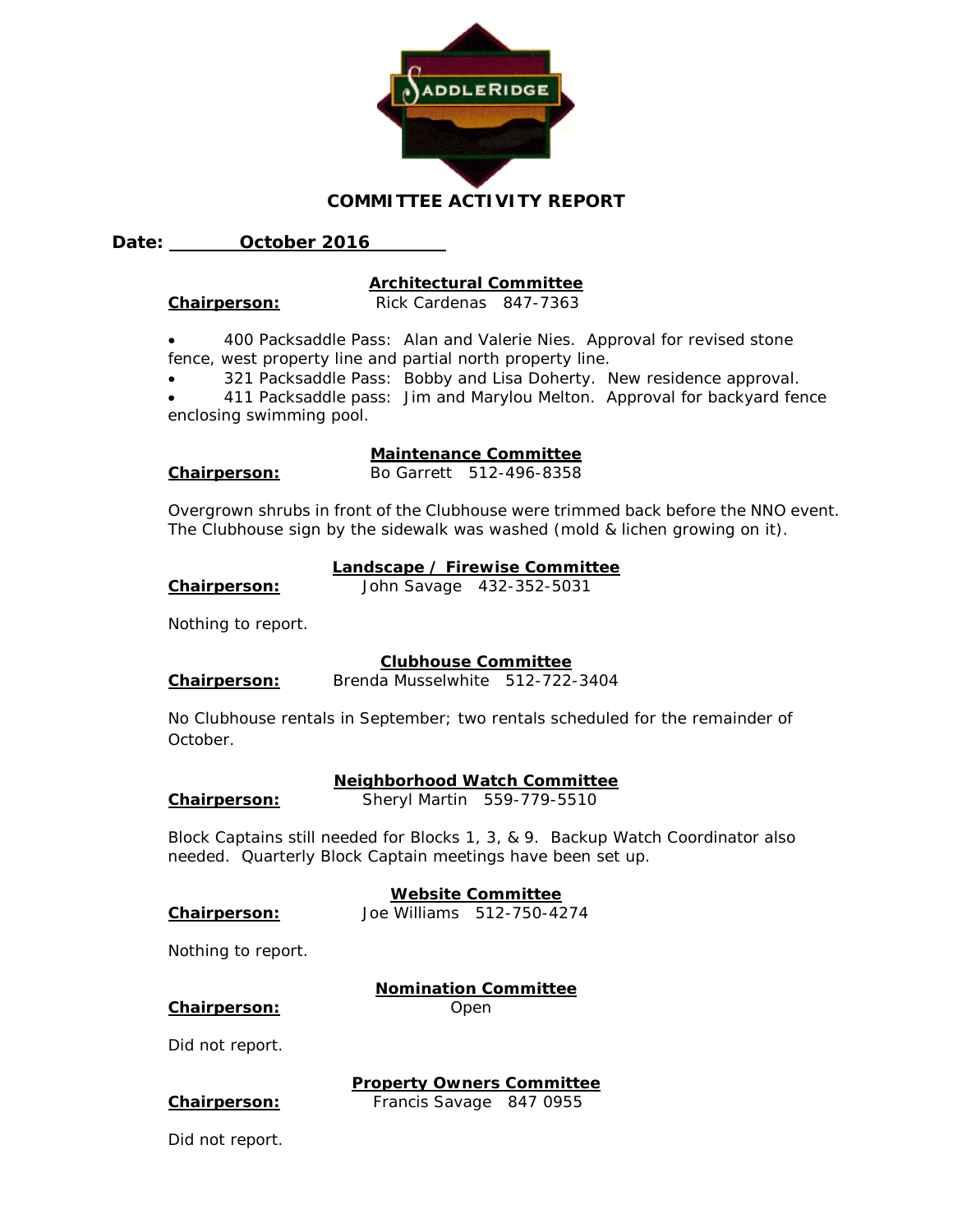# COMMITTEE ACTIVITY REPORT

**Date: October 2016**

## Architectural Committee

**Chairperson:** Rick Cardenas 847-7363

- 400 Packsaddle Pass: Alan and Valerie Nies. Approval for revised stone fence, west property line and partial north property line.
- 321 Packsaddle Pass: Bobby and Lisa Doherty. New residence approval.
- 411 Packsaddle pass: Jim and Marylou Melton. Approval for backyard fence enclosing swimming pool.

## Maintenance Committee

**Chairperson:** Bo Garrett 512-496-8358

Overgrown shrubs in front of the Clubhouse were trimmed back before the NNO event. The Clubhouse sign by the sidewalk was washed (mold & lichen growing on it).

## Landscape / Firewise Committee

**Chairperson:** John Savage 432-352-5031

Nothing to report.

## Clubhouse Committee

**Chairperson:** Brenda Musselwhite 512-722-3404

No Clubhouse rentals in September; two rentals scheduled for the remainder of October.

## Neighborhood Watch Committee

**Chairperson:** Sheryl Martin 559-779-5510

Block Captains still needed for Blocks 1, 3, & 9. Backup Watch Coordinator also needed. Quarterly Block Captain meetings have been set up.

## Website Committee

**Chairperson:** Joe Williams 512-750-4274

Nothing to report.

## Nomination Committee

**Chairperson:** Open

Did not report.

## Property Owners Committee

**Chairperson:** Francis Savage 847 0955

Did not report.